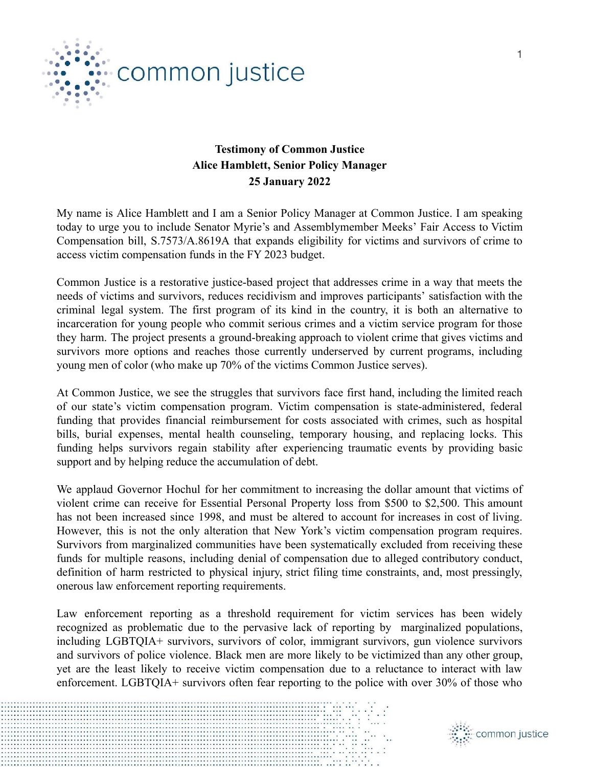**Testimony of Common Justice**
**Alice Hamblett, Senior Policy Manager**
**25 January 2022**

My name is Alice Hamblett and I am a Senior Policy Manager at Common Justice. I am speaking today to urge you to include Senator Myrie's and Assemblymember Meeks' Fair Access to Victim Compensation bill, S.7573/A.8619A that expands eligibility for victims and survivors of crime to access victim compensation funds in the FY 2023 budget.

Common Justice is a restorative justice-based project that addresses crime in a way that meets the needs of victims and survivors, reduces recidivism and improves participants' satisfaction with the criminal legal system. The first program of its kind in the country, it is both an alternative to incarceration for young people who commit serious crimes and a victim service program for those they harm. The project presents a ground-breaking approach to violent crime that gives victims and survivors more options and reaches those currently underserved by current programs, including young men of color (who make up 70% of the victims Common Justice serves).

At Common Justice, we see the struggles that survivors face first hand, including the limited reach of our state's victim compensation program. Victim compensation is state-administered, federal funding that provides financial reimbursement for costs associated with crimes, such as hospital bills, burial expenses, mental health counseling, temporary housing, and replacing locks. This funding helps survivors regain stability after experiencing traumatic events by providing basic support and by helping reduce the accumulation of debt.

We applaud Governor Hochul for her commitment to increasing the dollar amount that victims of violent crime can receive for Essential Personal Property loss from $500 to $2,500. This amount has not been increased since 1998, and must be altered to account for increases in cost of living. However, this is not the only alteration that New York's victim compensation program requires. Survivors from marginalized communities have been systematically excluded from receiving these funds for multiple reasons, including denial of compensation due to alleged contributory conduct, definition of harm restricted to physical injury, strict filing time constraints, and, most pressingly, onerous law enforcement reporting requirements.

Law enforcement reporting as a threshold requirement for victim services has been widely recognized as problematic due to the pervasive lack of reporting by marginalized populations, including LGBTQIA+ survivors, survivors of color, immigrant survivors, gun violence survivors and survivors of police violence. Black men are more likely to be victimized than any other group, yet are the least likely to receive victim compensation due to a reluctance to interact with law enforcement. LGBTQIA+ survivors often fear reporting to the police with over 30% of those who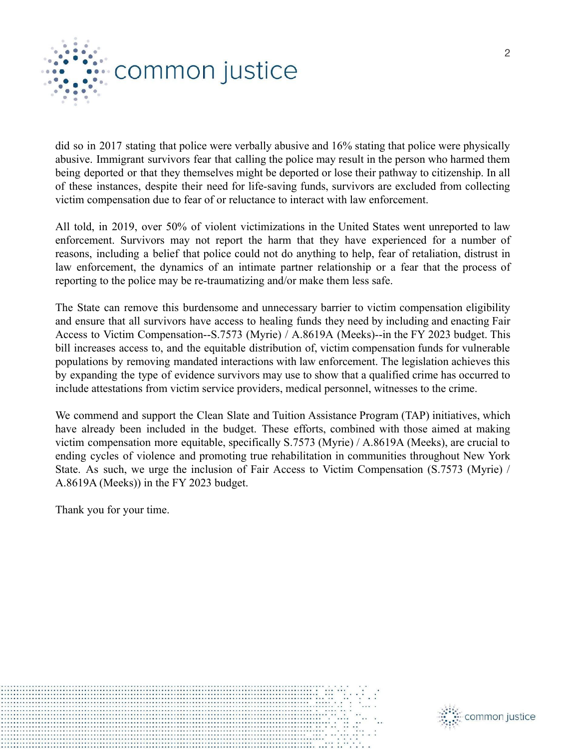did so in 2017 stating that police were verbally abusive and 16% stating that police were physically abusive. Immigrant survivors fear that calling the police may result in the person who harmed them being deported or that they themselves might be deported or lose their pathway to citizenship. In all of these instances, despite their need for life-saving funds, survivors are excluded from collecting victim compensation due to fear of or reluctance to interact with law enforcement.

All told, in 2019, over 50% of violent victimizations in the United States went unreported to law enforcement. Survivors may not report the harm that they have experienced for a number of reasons, including a belief that police could not do anything to help, fear of retaliation, distrust in law enforcement, the dynamics of an intimate partner relationship or a fear that the process of reporting to the police may be re-traumatizing and/or make them less safe.

The State can remove this burdensome and unnecessary barrier to victim compensation eligibility and ensure that all survivors have access to healing funds they need by including and enacting Fair Access to Victim Compensation--S.7573 (Myrie) / A.8619A (Meeks)--in the FY 2023 budget. This bill increases access to, and the equitable distribution of, victim compensation funds for vulnerable populations by removing mandated interactions with law enforcement. The legislation achieves this by expanding the type of evidence survivors may use to show that a qualified crime has occurred to include attestations from victim service providers, medical personnel, witnesses to the crime.

We commend and support the Clean Slate and Tuition Assistance Program (TAP) initiatives, which have already been included in the budget. These efforts, combined with those aimed at making victim compensation more equitable, specifically S.7573 (Myrie) / A.8619A (Meeks), are crucial to ending cycles of violence and promoting true rehabilitation in communities throughout New York State. As such, we urge the inclusion of Fair Access to Victim Compensation (S.7573 (Myrie) / A.8619A (Meeks)) in the FY 2023 budget.

Thank you for your time.